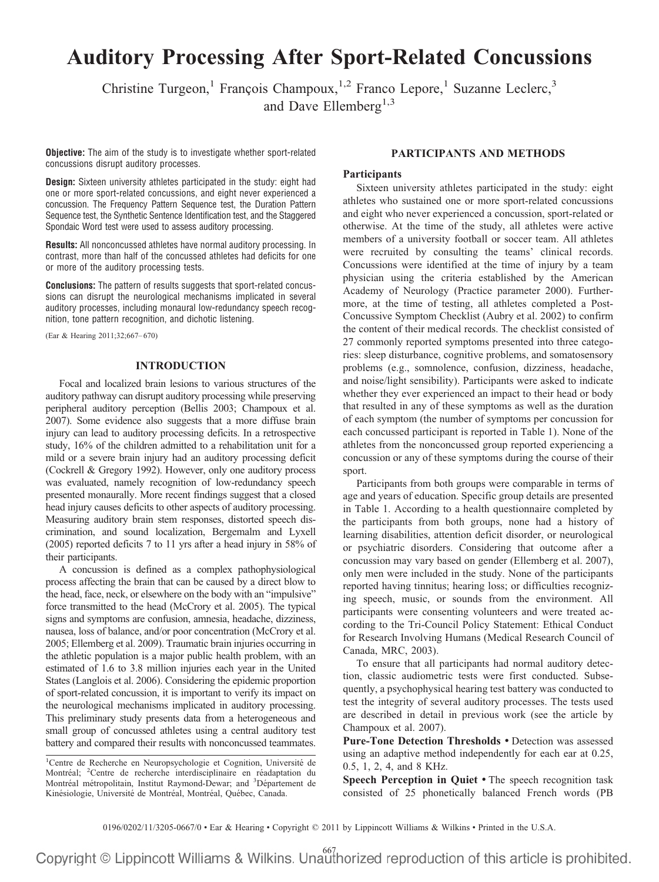# Auditory Processing After Sport-Related Concussions

Christine Turgeon,[1] François Champoux,[1,2] Franco Lepore,[1] Suzanne Leclerc,[3] and Dave Ellemberg[1,3]

**Objective:** The aim of the study is to investigate whether sport-related concussions disrupt auditory processes.

**Design:** Sixteen university athletes participated in the study: eight had one or more sport-related concussions, and eight never experienced a concussion. The Frequency Pattern Sequence test, the Duration Pattern Sequence test, the Synthetic Sentence Identification test, and the Staggered Spondaic Word test were used to assess auditory processing.

**Results:** All nonconcussed athletes have normal auditory processing. In contrast, more than half of the concussed athletes had deficits for one or more of the auditory processing tests.

**Conclusions:** The pattern of results suggests that sport-related concussions can disrupt the neurological mechanisms implicated in several auditory processes, including monaural low-redundancy speech recognition, tone pattern recognition, and dichotic listening.

(Ear & Hearing 2011;32;667–670)

## INTRODUCTION

Focal and localized brain lesions to various structures of the auditory pathway can disrupt auditory processing while preserving peripheral auditory perception (Bellis 2003; Champoux et al. 2007). Some evidence also suggests that a more diffuse brain injury can lead to auditory processing deficits. In a retrospective study, 16% of the children admitted to a rehabilitation unit for a mild or a severe brain injury had an auditory processing deficit (Cockrell & Gregory 1992). However, only one auditory process was evaluated, namely recognition of low-redundancy speech presented monaurally. More recent findings suggest that a closed head injury causes deficits to other aspects of auditory processing. Measuring auditory brain stem responses, distorted speech discrimination, and sound localization, Bergemalm and Lyxell (2005) reported deficits 7 to 11 yrs after a head injury in 58% of their participants.

A concussion is defined as a complex pathophysiological process affecting the brain that can be caused by a direct blow to the head, face, neck, or elsewhere on the body with an "impulsive" force transmitted to the head (McCrory et al. 2005). The typical signs and symptoms are confusion, amnesia, headache, dizziness, nausea, loss of balance, and/or poor concentration (McCrory et al. 2005; Ellemberg et al. 2009). Traumatic brain injuries occurring in the athletic population is a major public health problem, with an estimated of 1.6 to 3.8 million injuries each year in the United States (Langlois et al. 2006). Considering the epidemic proportion of sport-related concussion, it is important to verify its impact on the neurological mechanisms implicated in auditory processing. This preliminary study presents data from a heterogeneous and small group of concussed athletes using a central auditory test battery and compared their results with nonconcussed teammates.

[1]Centre de Recherche en Neuropsychologie et Cognition, Université de Montréal; [2]Centre de recherche interdisciplinaire en réadaptation du Montréal métropolitain, Institut Raymond-Dewar; and [3]Département de Kinésiologie, Université de Montréal, Montréal, Québec, Canada.

## PARTICIPANTS AND METHODS

### Participants

Sixteen university athletes participated in the study: eight athletes who sustained one or more sport-related concussions and eight who never experienced a concussion, sport-related or otherwise. At the time of the study, all athletes were active members of a university football or soccer team. All athletes were recruited by consulting the teams' clinical records. Concussions were identified at the time of injury by a team physician using the criteria established by the American Academy of Neurology (Practice parameter 2000). Furthermore, at the time of testing, all athletes completed a Post-Concussive Symptom Checklist (Aubry et al. 2002) to confirm the content of their medical records. The checklist consisted of 27 commonly reported symptoms presented into three categories: sleep disturbance, cognitive problems, and somatosensory problems (e.g., somnolence, confusion, dizziness, headache, and noise/light sensibility). Participants were asked to indicate whether they ever experienced an impact to their head or body that resulted in any of these symptoms as well as the duration of each symptom (the number of symptoms per concussion for each concussed participant is reported in Table 1). None of the athletes from the nonconcussed group reported experiencing a concussion or any of these symptoms during the course of their sport.

Participants from both groups were comparable in terms of age and years of education. Specific group details are presented in Table 1. According to a health questionnaire completed by the participants from both groups, none had a history of learning disabilities, attention deficit disorder, or neurological or psychiatric disorders. Considering that outcome after a concussion may vary based on gender (Ellemberg et al. 2007), only men were included in the study. None of the participants reported having tinnitus; hearing loss; or difficulties recognizing speech, music, or sounds from the environment. All participants were consenting volunteers and were treated according to the Tri-Council Policy Statement: Ethical Conduct for Research Involving Humans (Medical Research Council of Canada, MRC, 2003).

To ensure that all participants had normal auditory detection, classic audiometric tests were first conducted. Subsequently, a psychophysical hearing test battery was conducted to test the integrity of several auditory processes. The tests used are described in detail in previous work (see the article by Champoux et al. 2007).

**Pure-Tone Detection Thresholds •** Detection was assessed using an adaptive method independently for each ear at 0.25, 0.5, 1, 2, 4, and 8 KHz.

**Speech Perception in Quiet •** The speech recognition task consisted of 25 phonetically balanced French words (PB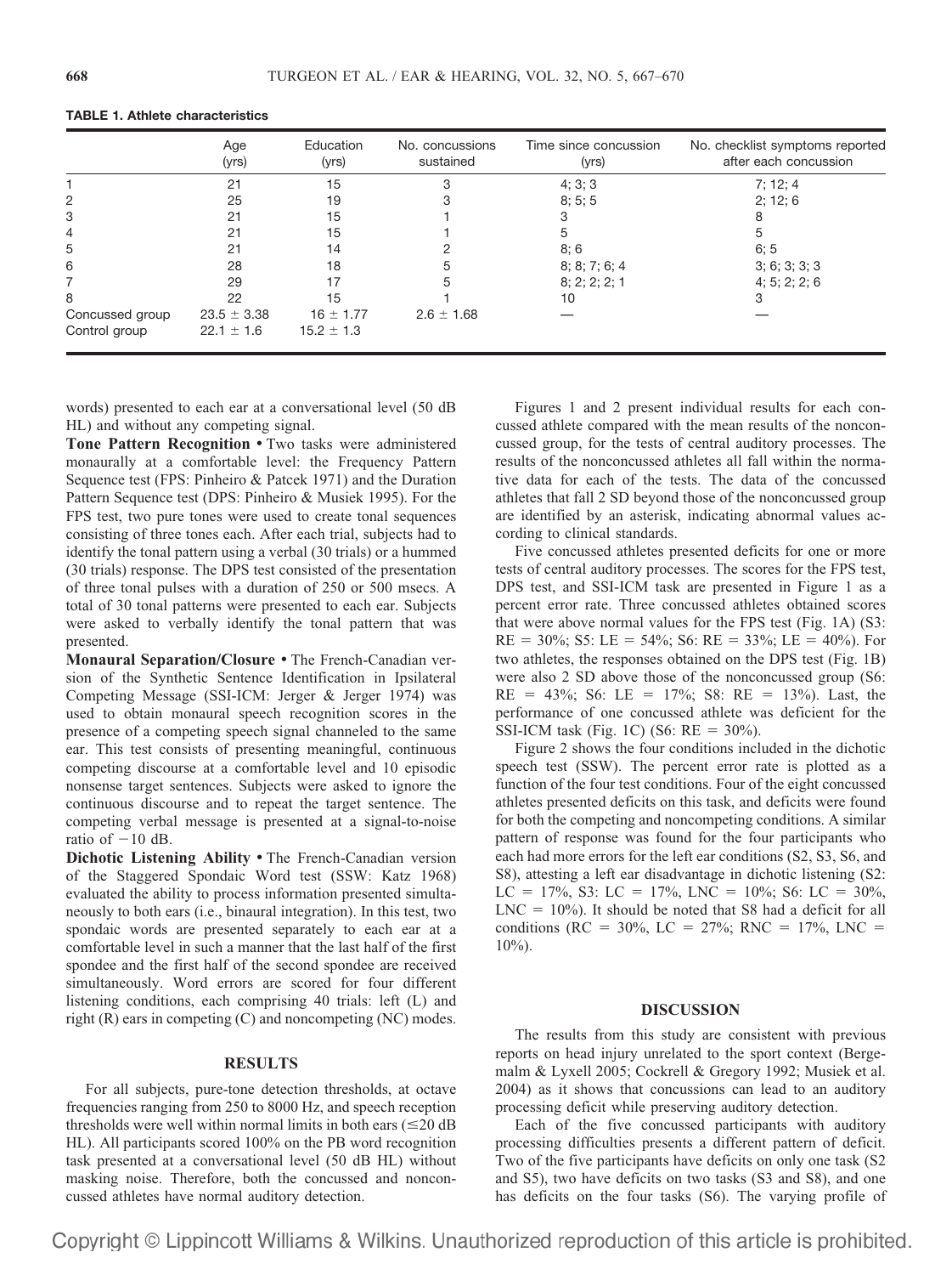**TABLE 1. Athlete characteristics**

| | Age (yrs) | Education (yrs) | No. concussions sustained | Time since concussion (yrs) | No. checklist symptoms reported after each concussion |
|---|---|---|---|---|---|
| 1 | 21 | 15 | 3 | 4; 3; 3 | 7; 12; 4 |
| 2 | 25 | 19 | 3 | 8; 5; 5 | 2; 12; 6 |
| 3 | 21 | 15 | 1 | 3 | 8 |
| 4 | 21 | 15 | 1 | 5 | 5 |
| 5 | 21 | 14 | 2 | 8; 6 | 6; 5 |
| 6 | 28 | 18 | 5 | 8; 8; 7; 6; 4 | 3; 6; 3; 3; 3 |
| 7 | 29 | 17 | 5 | 8; 2; 2; 2; 1 | 4; 5; 2; 2; 6 |
| 8 | 22 | 15 | 1 | 10 | 3 |
| Concussed group | $23.5 \pm 3.38$ | $16 \pm 1.77$ | $2.6 \pm 1.68$ | — | — |
| Control group | $22.1 \pm 1.6$ | $15.2 \pm 1.3$ | | | |

words) presented to each ear at a conversational level (50 dB HL) and without any competing signal.

**Tone Pattern Recognition •** Two tasks were administered monaurally at a comfortable level: the Frequency Pattern Sequence test (FPS: Pinheiro & Patcek 1971) and the Duration Pattern Sequence test (DPS: Pinheiro & Musiek 1995). For the FPS test, two pure tones were used to create tonal sequences consisting of three tones each. After each trial, subjects had to identify the tonal pattern using a verbal (30 trials) or a hummed (30 trials) response. The DPS test consisted of the presentation of three tonal pulses with a duration of 250 or 500 msecs. A total of 30 tonal patterns were presented to each ear. Subjects were asked to verbally identify the tonal pattern that was presented.

**Monaural Separation/Closure •** The French-Canadian version of the Synthetic Sentence Identification in Ipsilateral Competing Message (SSI-ICM: Jerger & Jerger 1974) was used to obtain monaural speech recognition scores in the presence of a competing speech signal channeled to the same ear. This test consists of presenting meaningful, continuous competing discourse at a comfortable level and 10 episodic nonsense target sentences. Subjects were asked to ignore the continuous discourse and to repeat the target sentence. The competing verbal message is presented at a signal-to-noise ratio of $-10$ dB.

**Dichotic Listening Ability •** The French-Canadian version of the Staggered Spondaic Word test (SSW: Katz 1968) evaluated the ability to process information presented simultaneously to both ears (i.e., binaural integration). In this test, two spondaic words are presented separately to each ear at a comfortable level in such a manner that the last half of the first spondee and the first half of the second spondee are received simultaneously. Word errors are scored for four different listening conditions, each comprising 40 trials: left (L) and right (R) ears in competing (C) and noncompeting (NC) modes.

## RESULTS

For all subjects, pure-tone detection thresholds, at octave frequencies ranging from 250 to 8000 Hz, and speech reception thresholds were well within normal limits in both ears ($\leq$20 dB HL). All participants scored 100% on the PB word recognition task presented at a conversational level (50 dB HL) without masking noise. Therefore, both the concussed and nonconcussed athletes have normal auditory detection.

Figures 1 and 2 present individual results for each concussed athlete compared with the mean results of the nonconcussed group, for the tests of central auditory processes. The results of the nonconcussed athletes all fall within the normative data for each of the tests. The data of the concussed athletes that fall 2 SD beyond those of the nonconcussed group are identified by an asterisk, indicating abnormal values according to clinical standards.

Five concussed athletes presented deficits for one or more tests of central auditory processes. The scores for the FPS test, DPS test, and SSI-ICM task are presented in Figure 1 as a percent error rate. Three concussed athletes obtained scores that were above normal values for the FPS test (Fig. 1A) (S3: RE = 30%; S5: LE = 54%; S6: RE = 33%; LE = 40%). For two athletes, the responses obtained on the DPS test (Fig. 1B) were also 2 SD above those of the nonconcussed group (S6: RE = 43%; S6: LE = 17%; S8: RE = 13%). Last, the performance of one concussed athlete was deficient for the SSI-ICM task (Fig. 1C) (S6: RE = 30%).

Figure 2 shows the four conditions included in the dichotic speech test (SSW). The percent error rate is plotted as a function of the four test conditions. Four of the eight concussed athletes presented deficits on this task, and deficits were found for both the competing and noncompeting conditions. A similar pattern of response was found for the four participants who each had more errors for the left ear conditions (S2, S3, S6, and S8), attesting a left ear disadvantage in dichotic listening (S2: LC = 17%, S3: LC = 17%, LNC = 10%; S6: LC = 30%, LNC = 10%). It should be noted that S8 had a deficit for all conditions (RC = 30%, LC = 27%; RNC = 17%, LNC = 10%).

## DISCUSSION

The results from this study are consistent with previous reports on head injury unrelated to the sport context (Bergemalm & Lyxell 2005; Cockrell & Gregory 1992; Musiek et al. 2004) as it shows that concussions can lead to an auditory processing deficit while preserving auditory detection.

Each of the five concussed participants with auditory processing difficulties presents a different pattern of deficit. Two of the five participants have deficits on only one task (S2 and S5), two have deficits on two tasks (S3 and S8), and one has deficits on the four tasks (S6). The varying profile of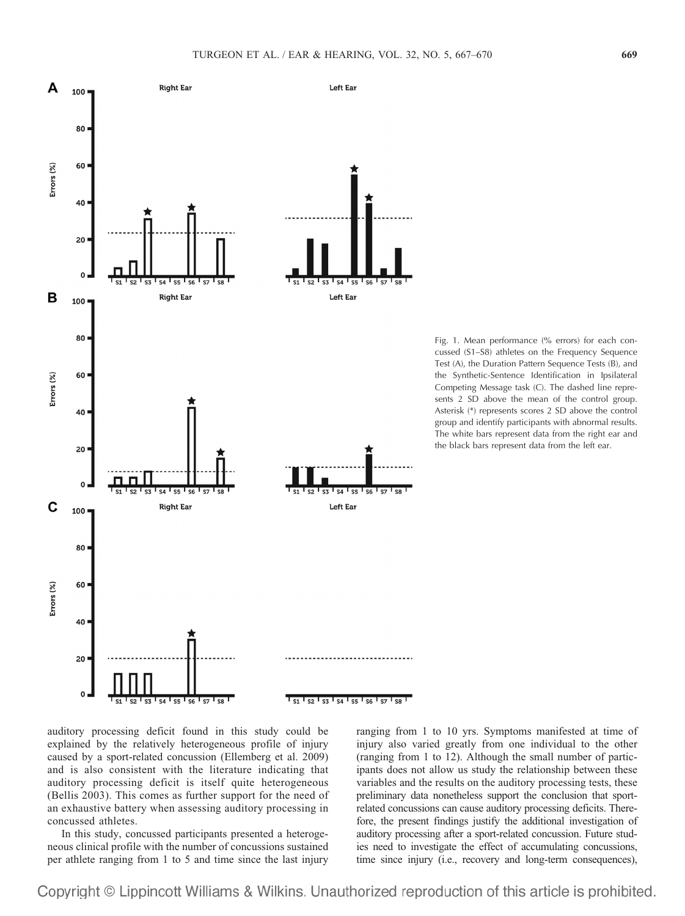Fig. 1. Mean performance (% errors) for each concussed (S1–S8) athletes on the Frequency Sequence Test (A), the Duration Pattern Sequence Tests (B), and the Synthetic-Sentence Identification in Ipsilateral Competing Message task (C). The dashed line represents 2 SD above the mean of the control group. Asterisk (*) represents scores 2 SD above the control group and identify participants with abnormal results. The white bars represent data from the right ear and the black bars represent data from the left ear.

auditory processing deficit found in this study could be explained by the relatively heterogeneous profile of injury caused by a sport-related concussion (Ellemberg et al. 2009) and is also consistent with the literature indicating that auditory processing deficit is itself quite heterogeneous (Bellis 2003). This comes as further support for the need of an exhaustive battery when assessing auditory processing in concussed athletes.

In this study, concussed participants presented a heterogeneous clinical profile with the number of concussions sustained per athlete ranging from 1 to 5 and time since the last injury ranging from 1 to 10 yrs. Symptoms manifested at time of injury also varied greatly from one individual to the other (ranging from 1 to 12). Although the small number of participants does not allow us study the relationship between these variables and the results on the auditory processing tests, these preliminary data nonetheless support the conclusion that sport-related concussions can cause auditory processing deficits. Therefore, the present findings justify the additional investigation of auditory processing after a sport-related concussion. Future studies need to investigate the effect of accumulating concussions, time since injury (i.e., recovery and long-term consequences),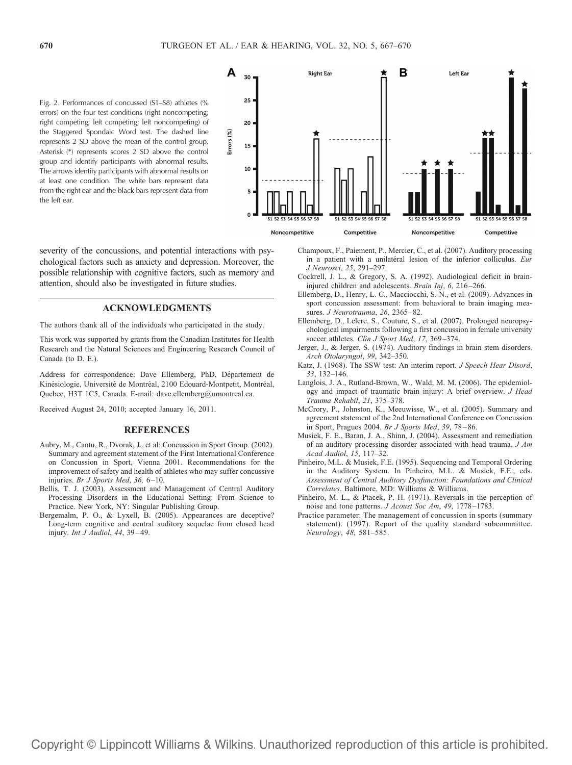Fig. 2. Performances of concussed (S1–S8) athletes (% errors) on the four test conditions (right noncompeting; right competing; left competing; left noncompeting) of the Staggered Spondaic Word test. The dashed line represents 2 SD above the mean of the control group. Asterisk (*) represents scores 2 SD above the control group and identify participants with abnormal results. The arrows identify participants with abnormal results on at least one condition. The white bars represent data from the right ear and the black bars represent data from the left ear.

A Right Ear

B Left Ear

Errors (%)

0 5 10 15 20 25 30

S1 S2 S3 S4 S5 S6 S7 S8

Noncompetitive

Competitive

severity of the concussions, and potential interactions with psychological factors such as anxiety and depression. Moreover, the possible relationship with cognitive factors, such as memory and attention, should also be investigated in future studies.

## ACKNOWLEDGMENTS

The authors thank all of the individuals who participated in the study.

This work was supported by grants from the Canadian Institutes for Health Research and the Natural Sciences and Engineering Research Council of Canada (to D. E.).

Address for correspondence: Dave Ellemberg, PhD, Département de Kinésiologie, Université de Montréal, 2100 Edouard-Montpetit, Montréal, Quebec, H3T 1C5, Canada. E-mail: dave.ellemberg@umontreal.ca.

Received August 24, 2010; accepted January 16, 2011.

## REFERENCES

Aubry, M., Cantu, R., Dvorak, J., et al; Concussion in Sport Group. (2002). Summary and agreement statement of the First International Conference on Concussion in Sport, Vienna 2001. Recommendations for the improvement of safety and health of athletes who may suffer concussive injuries. *Br J Sports Med*, *36,* 6–10.

Bellis, T. J. (2003). Assessment and Management of Central Auditory Processing Disorders in the Educational Setting: From Science to Practice. New York, NY: Singular Publishing Group.

Bergemalm, P. O., & Lyxell, B. (2005). Appearances are deceptive? Long-term cognitive and central auditory sequelae from closed head injury. *Int J Audiol*, *44*, 39–49.

Champoux, F., Paiement, P., Mercier, C., et al. (2007). Auditory processing in a patient with a unilatéral lesion of the inferior colliculus. *Eur J Neurosci*, *25*, 291–297.

Cockrell, J. L., & Gregory, S. A. (1992). Audiological deficit in brain-injured children and adolescents. *Brain Inj*, *6*, 216–266.

Ellemberg, D., Henry, L. C., Macciocchi, S. N., et al. (2009). Advances in sport concussion assessment: from behavioral to brain imaging measures. *J Neurotrauma*, *26*, 2365–82.

Ellemberg, D., Lelerc, S., Couture, S., et al. (2007). Prolonged neuropsychological impairments following a first concussion in female university soccer athletes. *Clin J Sport Med*, *17*, 369–374.

Jerger, J., & Jerger, S. (1974). Auditory findings in brain stem disorders. *Arch Otolaryngol*, *99*, 342–350.

Katz, J. (1968). The SSW test: An interim report. *J Speech Hear Disord*, *33*, 132–146.

Langlois, J. A., Rutland-Brown, W., Wald, M. M. (2006). The epidemiology and impact of traumatic brain injury: A brief overview. *J Head Trauma Rehabil*, *21*, 375–378.

McCrory, P., Johnston, K., Meeuwisse, W., et al. (2005). Summary and agreement statement of the 2nd International Conference on Concussion in Sport, Pragues 2004. *Br J Sports Med*, *39*, 78–86.

Musiek, F. E., Baran, J. A., Shinn, J. (2004). Assessment and remediation of an auditory processing disorder associated with head trauma. *J Am Acad Audiol*, *15*, 117–32.

Pinheiro, M.L. & Musiek, F.E. (1995). Sequencing and Temporal Ordering in the Auditory System. In Pinheiro, M.L. & Musiek, F.E., eds. *Assessment of Central Auditory Dysfunction: Foundations and Clinical Correlates*. Baltimore, MD: Williams & Williams.

Pinheiro, M. L., & Ptacek, P. H. (1971). Reversals in the perception of noise and tone patterns. *J Acoust Soc Am*, *49*, 1778–1783.

Practice parameter: The management of concussion in sports (summary statement). (1997). Report of the quality standard subcommittee. *Neurology*, *48*, 581–585.